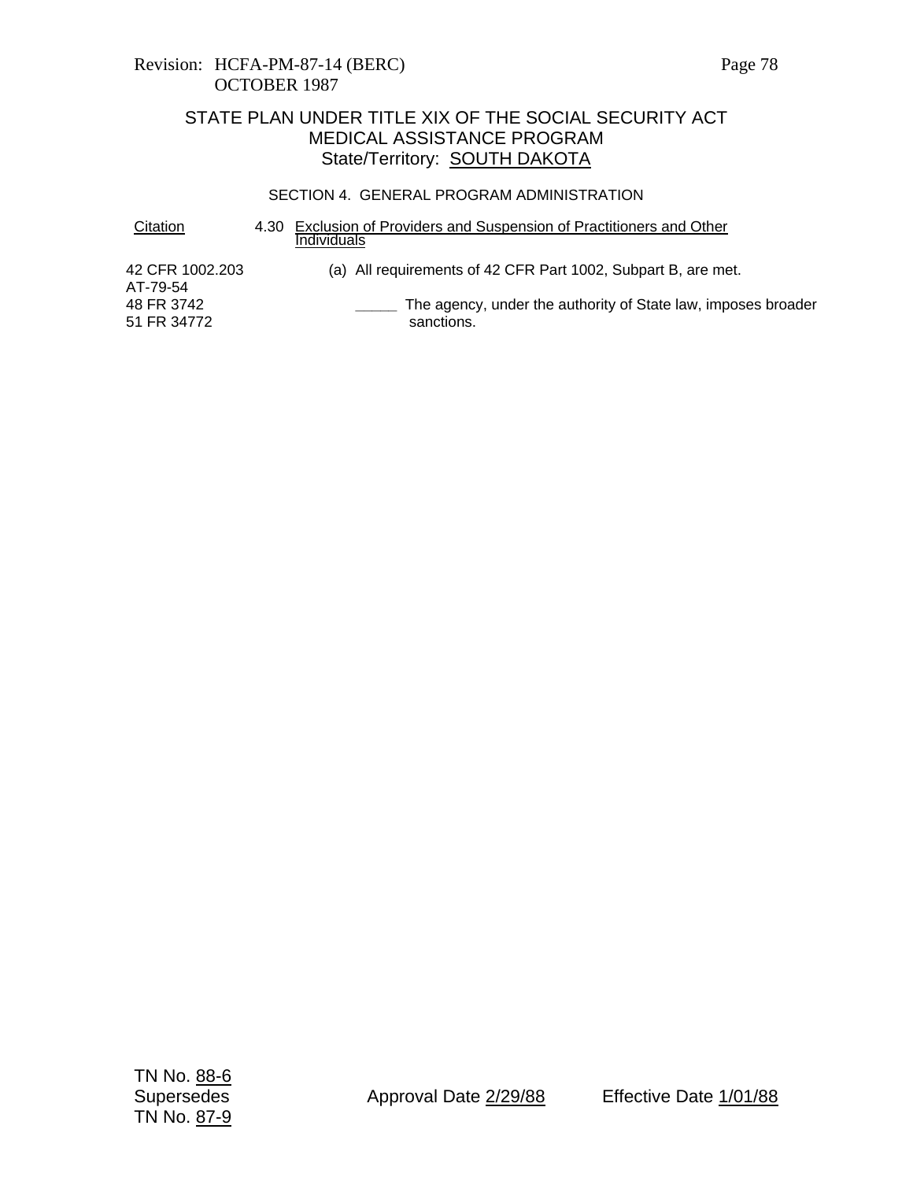Revision: HCFA-PM-87-14 (BERC)
OCTOBER 1987

STATE PLAN UNDER TITLE XIX OF THE SOCIAL SECURITY ACT
MEDICAL ASSISTANCE PROGRAM
State/Territory: SOUTH DAKOTA

SECTION 4. GENERAL PROGRAM ADMINISTRATION

| Citation | |
|---|---|
| | 4.30 Exclusion of Providers and Suspension of Practitioners and Other Individuals |
| 42 CFR 1002.203<br>AT-79-54<br>48 FR 3742<br>51 FR 34772 | (a) All requirements of 42 CFR Part 1002, Subpart B, are met.<br><br>_____ The agency, under the authority of State law, imposes broader sanctions. |

TN No. 88-6
Supersedes
TN No. 87-9

Approval Date 2/29/88

Effective Date 1/01/88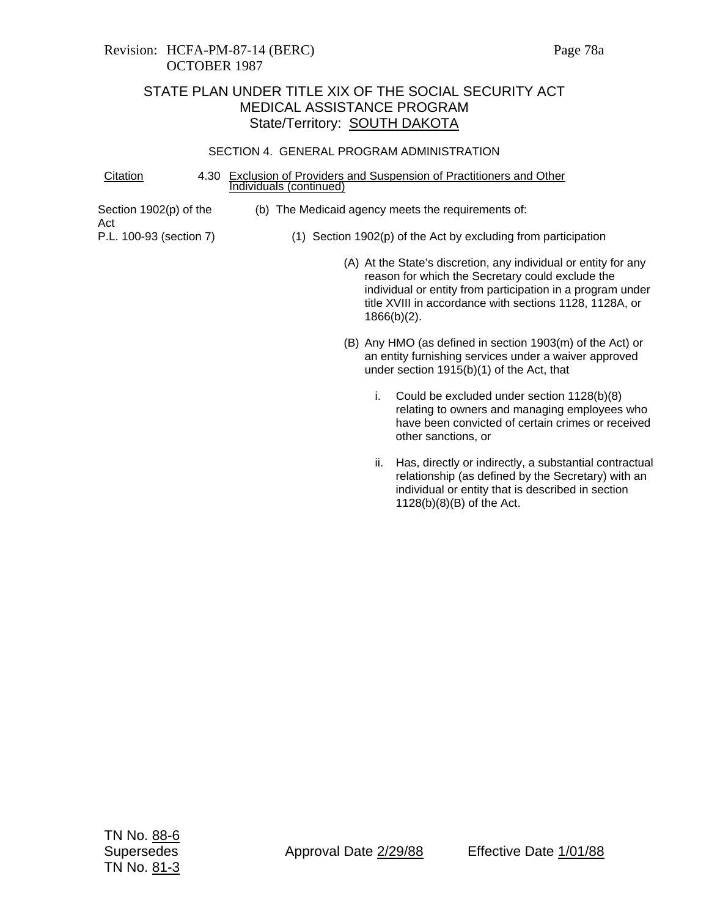Revision: HCFA-PM-87-14 (BERC)
OCTOBER 1987

# STATE PLAN UNDER TITLE XIX OF THE SOCIAL SECURITY ACT
# MEDICAL ASSISTANCE PROGRAM
## State/Territory: SOUTH DAKOTA

### SECTION 4. GENERAL PROGRAM ADMINISTRATION

| Citation | |
|---|---|
| | 4.30 Exclusion of Providers and Suspension of Practitioners and Other Individuals (continued) |
| Section 1902(p) of the Act | (b) The Medicaid agency meets the requirements of: |
| P.L. 100-93 (section 7) | (1) Section 1902(p) of the Act by excluding from participation |

(A) At the State's discretion, any individual or entity for any reason for which the Secretary could exclude the individual or entity from participation in a program under title XVIII in accordance with sections 1128, 1128A, or 1866(b)(2).

(B) Any HMO (as defined in section 1903(m) of the Act) or an entity furnishing services under a waiver approved under section 1915(b)(1) of the Act, that

i. Could be excluded under section 1128(b)(8) relating to owners and managing employees who have been convicted of certain crimes or received other sanctions, or

ii. Has, directly or indirectly, a substantial contractual relationship (as defined by the Secretary) with an individual or entity that is described in section 1128(b)(8)(B) of the Act.

TN No. 88-6
Supersedes
TN No. 81-3

Approval Date 2/29/88

Effective Date 1/01/88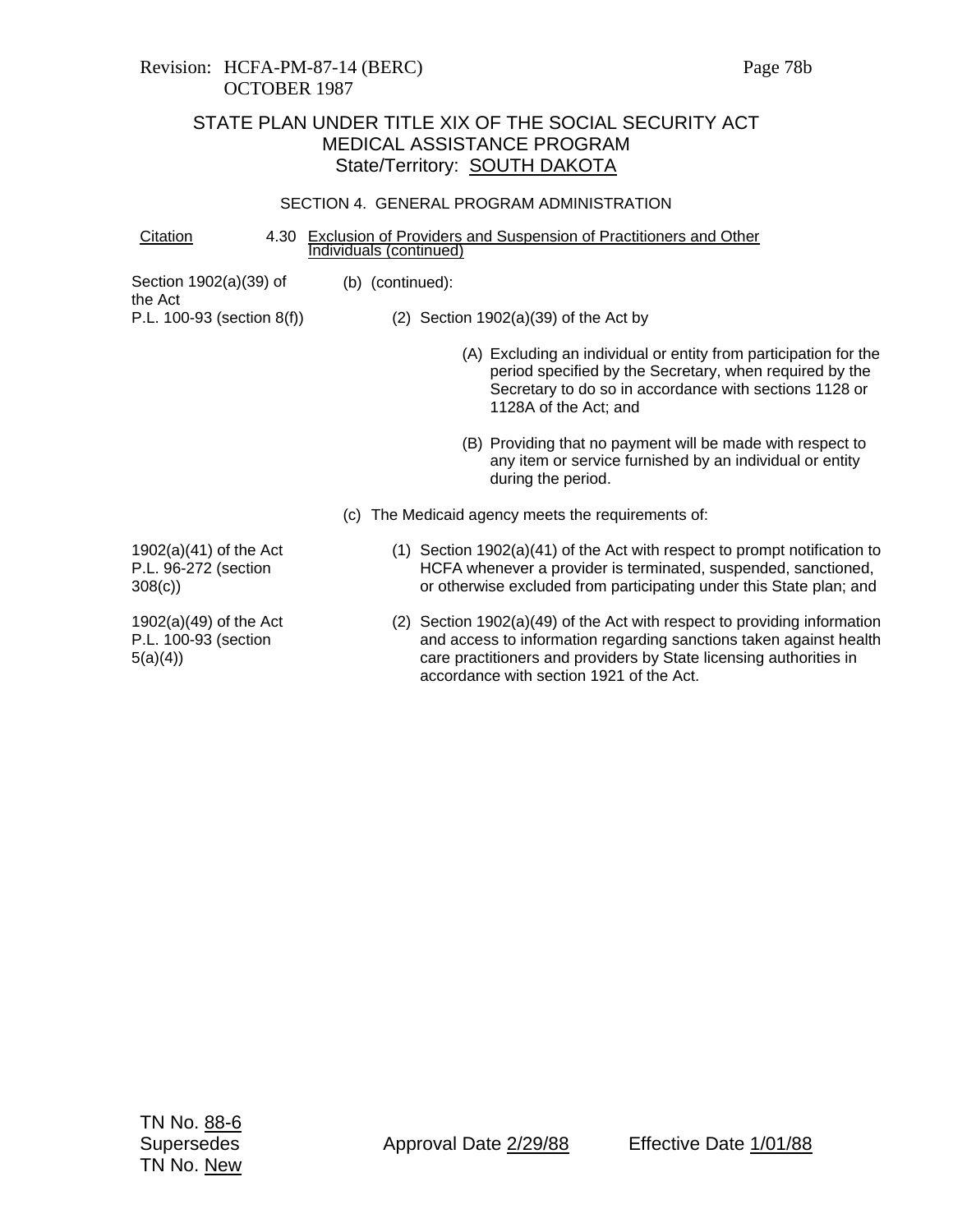Revision: HCFA-PM-87-14 (BERC)
OCTOBER 1987

STATE PLAN UNDER TITLE XIX OF THE SOCIAL SECURITY ACT
MEDICAL ASSISTANCE PROGRAM
State/Territory: SOUTH DAKOTA

SECTION 4. GENERAL PROGRAM ADMINISTRATION

| Citation | 4.30 Exclusion of Providers and Suspension of Practitioners and Other Individuals (continued) |
|---|---|
| Section 1902(a)(39) of the Act<br>P.L. 100-93 (section 8(f)) | (b) (continued):<br><br>(2) Section 1902(a)(39) of the Act by<br><br>(A) Excluding an individual or entity from participation for the period specified by the Secretary, when required by the Secretary to do so in accordance with sections 1128 or 1128A of the Act; and<br><br>(B) Providing that no payment will be made with respect to any item or service furnished by an individual or entity during the period. |
| | (c) The Medicaid agency meets the requirements of: |
| 1902(a)(41) of the Act<br>P.L. 96-272 (section 308(c)) | (1) Section 1902(a)(41) of the Act with respect to prompt notification to HCFA whenever a provider is terminated, suspended, sanctioned, or otherwise excluded from participating under this State plan; and |
| 1902(a)(49) of the Act<br>P.L. 100-93 (section 5(a)(4)) | (2) Section 1902(a)(49) of the Act with respect to providing information and access to information regarding sanctions taken against health care practitioners and providers by State licensing authorities in accordance with section 1921 of the Act. |

TN No. 88-6
Supersedes
TN No. New

Approval Date 2/29/88

Effective Date 1/01/88